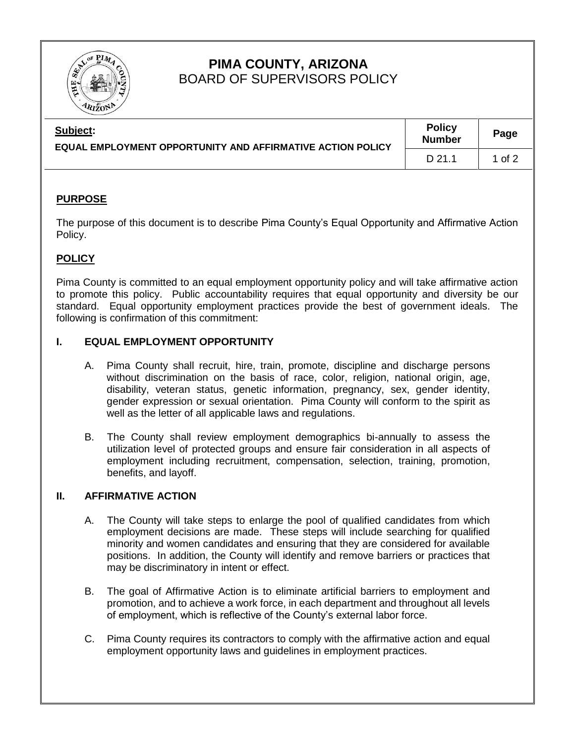# PIMA COUNTY, ARIZONA
## BOARD OF SUPERVISORS POLICY

| **Subject:** EQUAL EMPLOYMENT OPPORTUNITY AND AFFIRMATIVE ACTION POLICY | **Policy Number** | **Page** |
| --- | --- | --- |
| | D 21.1 | 1 of 2 |

## PURPOSE

The purpose of this document is to describe Pima County's Equal Opportunity and Affirmative Action Policy.

## POLICY

Pima County is committed to an equal employment opportunity policy and will take affirmative action to promote this policy. Public accountability requires that equal opportunity and diversity be our standard. Equal opportunity employment practices provide the best of government ideals. The following is confirmation of this commitment:

### I. EQUAL EMPLOYMENT OPPORTUNITY

A. Pima County shall recruit, hire, train, promote, discipline and discharge persons without discrimination on the basis of race, color, religion, national origin, age, disability, veteran status, genetic information, pregnancy, sex, gender identity, gender expression or sexual orientation. Pima County will conform to the spirit as well as the letter of all applicable laws and regulations.

B. The County shall review employment demographics bi-annually to assess the utilization level of protected groups and ensure fair consideration in all aspects of employment including recruitment, compensation, selection, training, promotion, benefits, and layoff.

### II. AFFIRMATIVE ACTION

A. The County will take steps to enlarge the pool of qualified candidates from which employment decisions are made. These steps will include searching for qualified minority and women candidates and ensuring that they are considered for available positions. In addition, the County will identify and remove barriers or practices that may be discriminatory in intent or effect.

B. The goal of Affirmative Action is to eliminate artificial barriers to employment and promotion, and to achieve a work force, in each department and throughout all levels of employment, which is reflective of the County's external labor force.

C. Pima County requires its contractors to comply with the affirmative action and equal employment opportunity laws and guidelines in employment practices.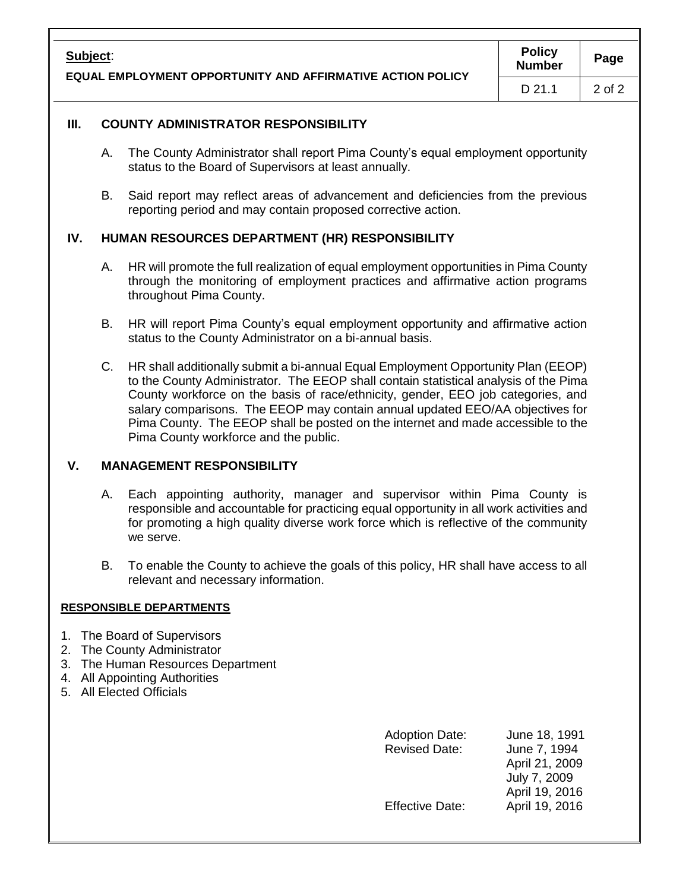## III. COUNTY ADMINISTRATOR RESPONSIBILITY

A. The County Administrator shall report Pima County's equal employment opportunity status to the Board of Supervisors at least annually.

B. Said report may reflect areas of advancement and deficiencies from the previous reporting period and may contain proposed corrective action.

## IV. HUMAN RESOURCES DEPARTMENT (HR) RESPONSIBILITY

A. HR will promote the full realization of equal employment opportunities in Pima County through the monitoring of employment practices and affirmative action programs throughout Pima County.

B. HR will report Pima County's equal employment opportunity and affirmative action status to the County Administrator on a bi-annual basis.

C. HR shall additionally submit a bi-annual Equal Employment Opportunity Plan (EEOP) to the County Administrator. The EEOP shall contain statistical analysis of the Pima County workforce on the basis of race/ethnicity, gender, EEO job categories, and salary comparisons. The EEOP may contain annual updated EEO/AA objectives for Pima County. The EEOP shall be posted on the internet and made accessible to the Pima County workforce and the public.

## V. MANAGEMENT RESPONSIBILITY

A. Each appointing authority, manager and supervisor within Pima County is responsible and accountable for practicing equal opportunity in all work activities and for promoting a high quality diverse work force which is reflective of the community we serve.

B. To enable the County to achieve the goals of this policy, HR shall have access to all relevant and necessary information.

**RESPONSIBLE DEPARTMENTS**

1. The Board of Supervisors
2. The County Administrator
3. The Human Resources Department
4. All Appointing Authorities
5. All Elected Officials

Adoption Date: June 18, 1991
Revised Date: June 7, 1994
April 21, 2009
July 7, 2009
April 19, 2016
Effective Date: April 19, 2016